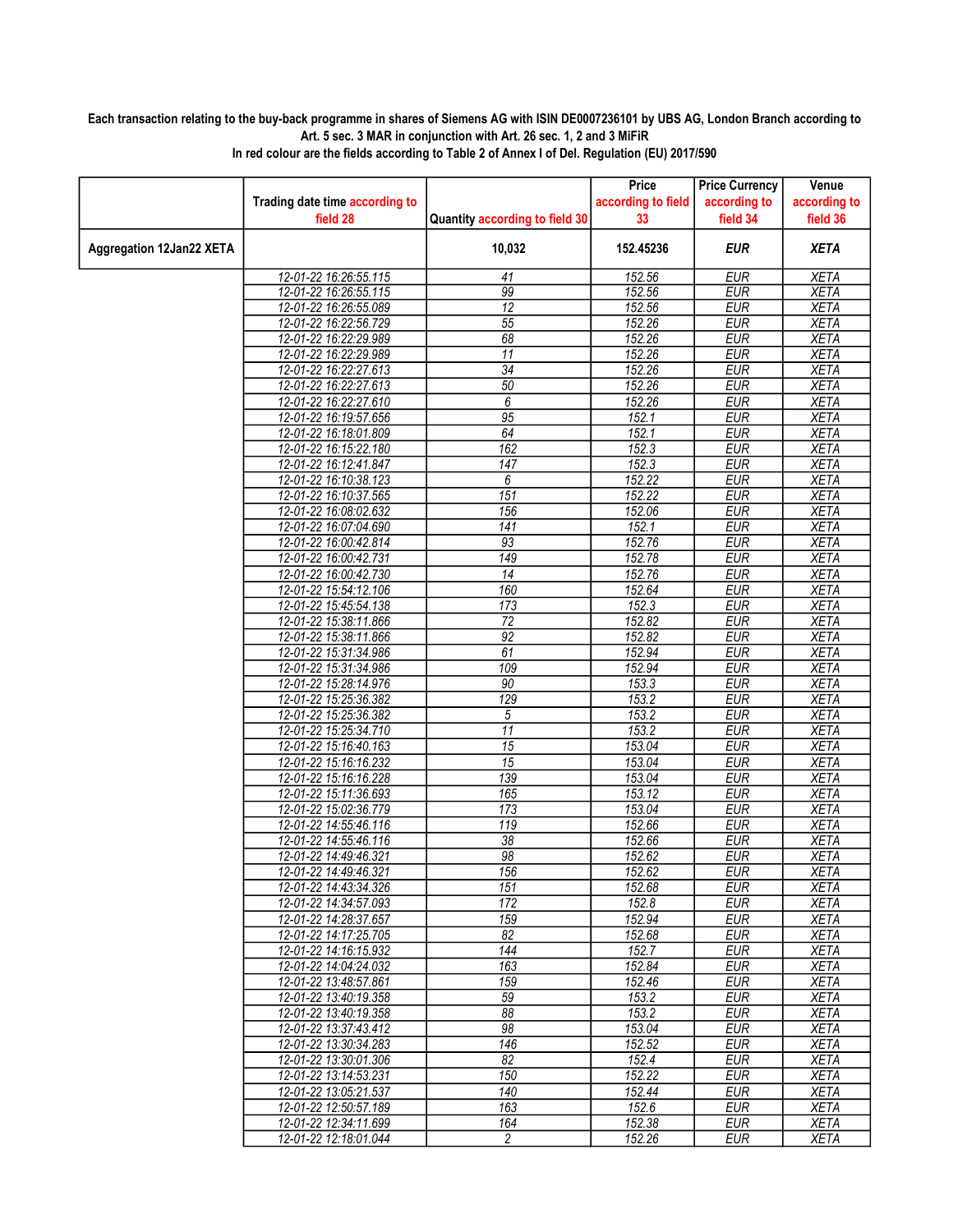**Each transaction relating to the buy-back programme in shares of Siemens AG with ISIN DE0007236101 by UBS AG, London Branch according to Art. 5 sec. 3 MAR in conjunction with Art. 26 sec. 1, 2 and 3 MiFiR**

**In red colour are the fields according to Table 2 of Annex I of Del. Regulation (EU) 2017/590**

| | Trading date time according to field 28 | Quantity according to field 30 | Price according to field 33 | Price Currency according to field 34 | Venue according to field 36 |
|---|---|---|---|---|---|
| **Aggregation 12Jan22 XETA** | | **10,032** | **152.45236** | ***EUR*** | ***XETA*** |
| | 12-01-22 16:26:55.115 | 41 | 152.56 | EUR | XETA |
| | 12-01-22 16:26:55.115 | 99 | 152.56 | EUR | XETA |
| | 12-01-22 16:26:55.089 | 12 | 152.56 | EUR | XETA |
| | 12-01-22 16:22:56.729 | 55 | 152.26 | EUR | XETA |
| | 12-01-22 16:22:29.989 | 68 | 152.26 | EUR | XETA |
| | 12-01-22 16:22:29.989 | 11 | 152.26 | EUR | XETA |
| | 12-01-22 16:22:27.613 | 34 | 152.26 | EUR | XETA |
| | 12-01-22 16:22:27.613 | 50 | 152.26 | EUR | XETA |
| | 12-01-22 16:22:27.610 | 6 | 152.26 | EUR | XETA |
| | 12-01-22 16:19:57.656 | 95 | 152.1 | EUR | XETA |
| | 12-01-22 16:18:01.809 | 64 | 152.1 | EUR | XETA |
| | 12-01-22 16:15:22.180 | 162 | 152.3 | EUR | XETA |
| | 12-01-22 16:12:41.847 | 147 | 152.3 | EUR | XETA |
| | 12-01-22 16:10:38.123 | 6 | 152.22 | EUR | XETA |
| | 12-01-22 16:10:37.565 | 151 | 152.22 | EUR | XETA |
| | 12-01-22 16:08:02.632 | 156 | 152.06 | EUR | XETA |
| | 12-01-22 16:07:04.690 | 141 | 152.1 | EUR | XETA |
| | 12-01-22 16:00:42.814 | 93 | 152.76 | EUR | XETA |
| | 12-01-22 16:00:42.731 | 149 | 152.78 | EUR | XETA |
| | 12-01-22 16:00:42.730 | 14 | 152.76 | EUR | XETA |
| | 12-01-22 15:54:12.106 | 160 | 152.64 | EUR | XETA |
| | 12-01-22 15:45:54.138 | 173 | 152.3 | EUR | XETA |
| | 12-01-22 15:38:11.866 | 72 | 152.82 | EUR | XETA |
| | 12-01-22 15:38:11.866 | 92 | 152.82 | EUR | XETA |
| | 12-01-22 15:31:34.986 | 61 | 152.94 | EUR | XETA |
| | 12-01-22 15:31:34.986 | 109 | 152.94 | EUR | XETA |
| | 12-01-22 15:28:14.976 | 90 | 153.3 | EUR | XETA |
| | 12-01-22 15:25:36.382 | 129 | 153.2 | EUR | XETA |
| | 12-01-22 15:25:36.382 | 5 | 153.2 | EUR | XETA |
| | 12-01-22 15:25:34.710 | 11 | 153.2 | EUR | XETA |
| | 12-01-22 15:16:40.163 | 15 | 153.04 | EUR | XETA |
| | 12-01-22 15:16:16.232 | 15 | 153.04 | EUR | XETA |
| | 12-01-22 15:16:16.228 | 139 | 153.04 | EUR | XETA |
| | 12-01-22 15:11:36.693 | 165 | 153.12 | EUR | XETA |
| | 12-01-22 15:02:36.779 | 173 | 153.04 | EUR | XETA |
| | 12-01-22 14:55:46.116 | 119 | 152.66 | EUR | XETA |
| | 12-01-22 14:55:46.116 | 38 | 152.66 | EUR | XETA |
| | 12-01-22 14:49:46.321 | 98 | 152.62 | EUR | XETA |
| | 12-01-22 14:49:46.321 | 156 | 152.62 | EUR | XETA |
| | 12-01-22 14:43:34.326 | 151 | 152.68 | EUR | XETA |
| | 12-01-22 14:34:57.093 | 172 | 152.8 | EUR | XETA |
| | 12-01-22 14:28:37.657 | 159 | 152.94 | EUR | XETA |
| | 12-01-22 14:17:25.705 | 82 | 152.68 | EUR | XETA |
| | 12-01-22 14:16:15.932 | 144 | 152.7 | EUR | XETA |
| | 12-01-22 14:04:24.032 | 163 | 152.84 | EUR | XETA |
| | 12-01-22 13:48:57.861 | 159 | 152.46 | EUR | XETA |
| | 12-01-22 13:40:19.358 | 59 | 153.2 | EUR | XETA |
| | 12-01-22 13:40:19.358 | 88 | 153.2 | EUR | XETA |
| | 12-01-22 13:37:43.412 | 98 | 153.04 | EUR | XETA |
| | 12-01-22 13:30:34.283 | 146 | 152.52 | EUR | XETA |
| | 12-01-22 13:30:01.306 | 82 | 152.4 | EUR | XETA |
| | 12-01-22 13:14:53.231 | 150 | 152.22 | EUR | XETA |
| | 12-01-22 13:05:21.537 | 140 | 152.44 | EUR | XETA |
| | 12-01-22 12:50:57.189 | 163 | 152.6 | EUR | XETA |
| | 12-01-22 12:34:11.699 | 164 | 152.38 | EUR | XETA |
| | 12-01-22 12:18:01.044 | 2 | 152.26 | EUR | XETA |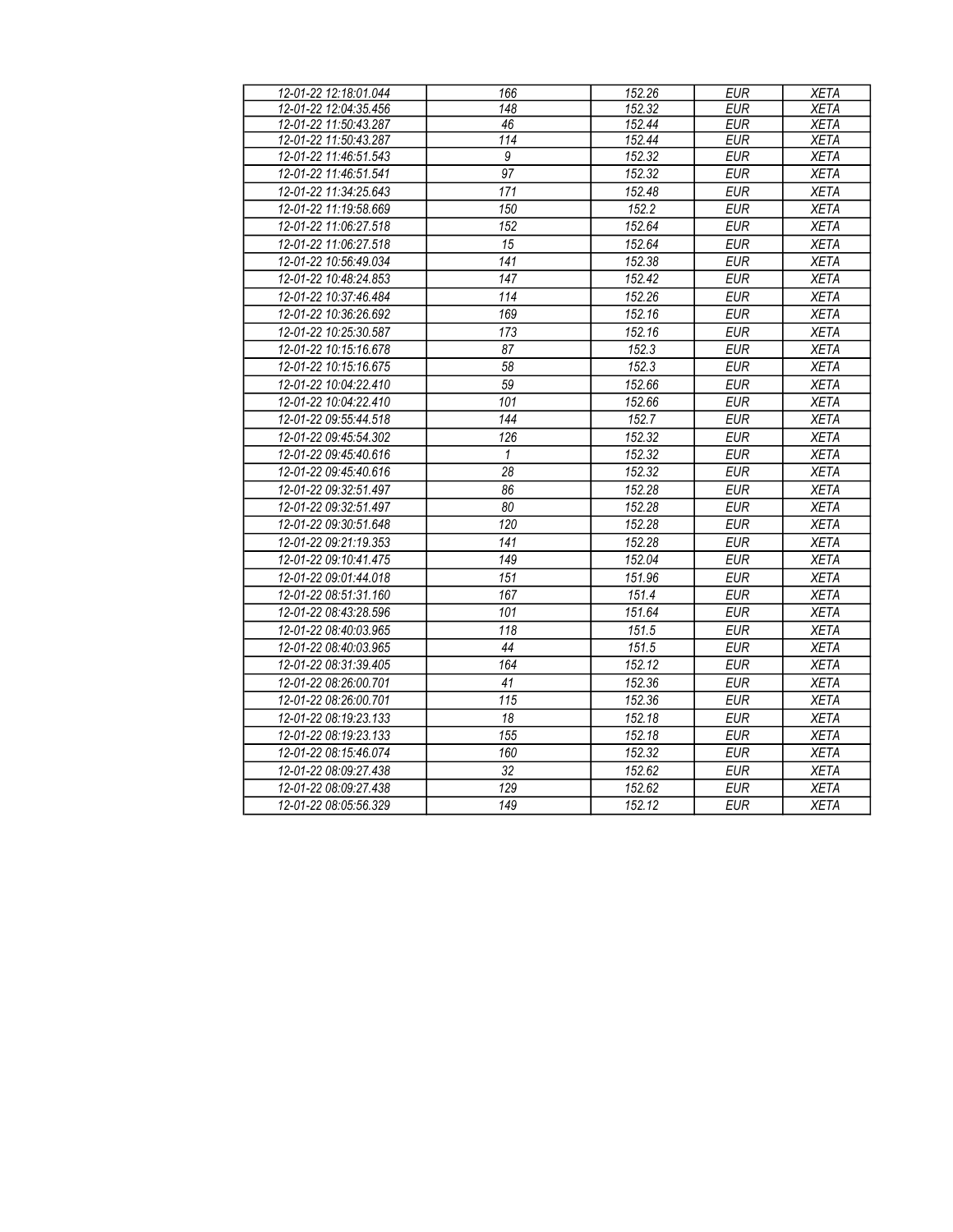| 12-01-22 12:18:01.044 | 166 | 152.26 | EUR | XETA |
|---|---|---|---|---|
| 12-01-22 12:04:35.456 | 148 | 152.32 | EUR | XETA |
| 12-01-22 11:50:43.287 | 46 | 152.44 | EUR | XETA |
| 12-01-22 11:50:43.287 | 114 | 152.44 | EUR | XETA |
| 12-01-22 11:46:51.543 | 9 | 152.32 | EUR | XETA |
| 12-01-22 11:46:51.541 | 97 | 152.32 | EUR | XETA |
| 12-01-22 11:34:25.643 | 171 | 152.48 | EUR | XETA |
| 12-01-22 11:19:58.669 | 150 | 152.2 | EUR | XETA |
| 12-01-22 11:06:27.518 | 152 | 152.64 | EUR | XETA |
| 12-01-22 11:06:27.518 | 15 | 152.64 | EUR | XETA |
| 12-01-22 10:56:49.034 | 141 | 152.38 | EUR | XETA |
| 12-01-22 10:48:24.853 | 147 | 152.42 | EUR | XETA |
| 12-01-22 10:37:46.484 | 114 | 152.26 | EUR | XETA |
| 12-01-22 10:36:26.692 | 169 | 152.16 | EUR | XETA |
| 12-01-22 10:25:30.587 | 173 | 152.16 | EUR | XETA |
| 12-01-22 10:15:16.678 | 87 | 152.3 | EUR | XETA |
| 12-01-22 10:15:16.675 | 58 | 152.3 | EUR | XETA |
| 12-01-22 10:04:22.410 | 59 | 152.66 | EUR | XETA |
| 12-01-22 10:04:22.410 | 101 | 152.66 | EUR | XETA |
| 12-01-22 09:55:44.518 | 144 | 152.7 | EUR | XETA |
| 12-01-22 09:45:54.302 | 126 | 152.32 | EUR | XETA |
| 12-01-22 09:45:40.616 | 1 | 152.32 | EUR | XETA |
| 12-01-22 09:45:40.616 | 28 | 152.32 | EUR | XETA |
| 12-01-22 09:32:51.497 | 86 | 152.28 | EUR | XETA |
| 12-01-22 09:32:51.497 | 80 | 152.28 | EUR | XETA |
| 12-01-22 09:30:51.648 | 120 | 152.28 | EUR | XETA |
| 12-01-22 09:21:19.353 | 141 | 152.28 | EUR | XETA |
| 12-01-22 09:10:41.475 | 149 | 152.04 | EUR | XETA |
| 12-01-22 09:01:44.018 | 151 | 151.96 | EUR | XETA |
| 12-01-22 08:51:31.160 | 167 | 151.4 | EUR | XETA |
| 12-01-22 08:43:28.596 | 101 | 151.64 | EUR | XETA |
| 12-01-22 08:40:03.965 | 118 | 151.5 | EUR | XETA |
| 12-01-22 08:40:03.965 | 44 | 151.5 | EUR | XETA |
| 12-01-22 08:31:39.405 | 164 | 152.12 | EUR | XETA |
| 12-01-22 08:26:00.701 | 41 | 152.36 | EUR | XETA |
| 12-01-22 08:26:00.701 | 115 | 152.36 | EUR | XETA |
| 12-01-22 08:19:23.133 | 18 | 152.18 | EUR | XETA |
| 12-01-22 08:19:23.133 | 155 | 152.18 | EUR | XETA |
| 12-01-22 08:15:46.074 | 160 | 152.32 | EUR | XETA |
| 12-01-22 08:09:27.438 | 32 | 152.62 | EUR | XETA |
| 12-01-22 08:09:27.438 | 129 | 152.62 | EUR | XETA |
| 12-01-22 08:05:56.329 | 149 | 152.12 | EUR | XETA |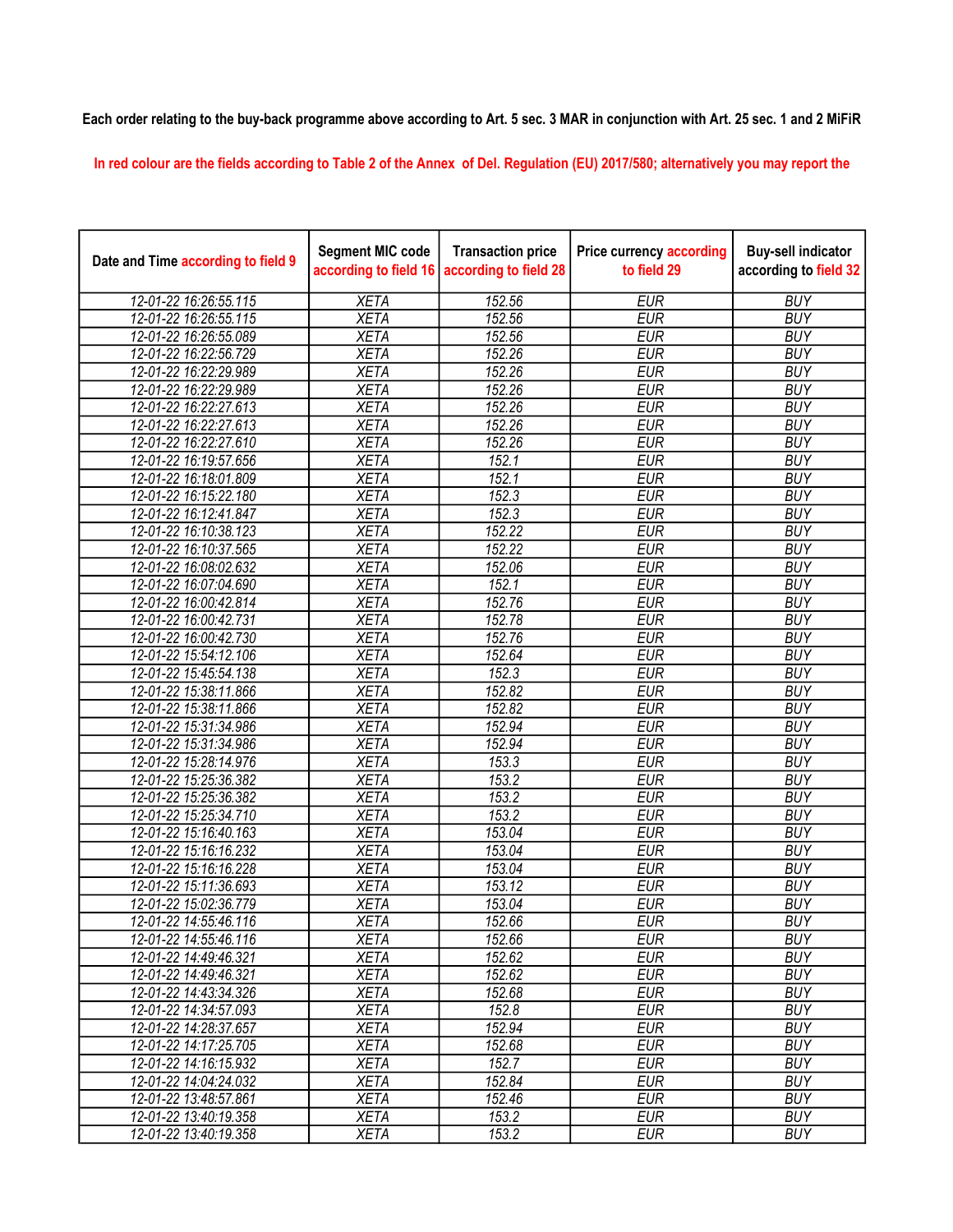Each order relating to the buy-back programme above according to Art. 5 sec. 3 MAR in conjunction with Art. 25 sec. 1 and 2 MiFiR

In red colour are the fields according to Table 2 of the Annex of Del. Regulation (EU) 2017/580; alternatively you may report the

| Date and Time according to field 9 | Segment MIC code according to field 16 | Transaction price according to field 28 | Price currency according to field 29 | Buy-sell indicator according to field 32 |
|---|---|---|---|---|
| 12-01-22 16:26:55.115 | XETA | 152.56 | EUR | BUY |
| 12-01-22 16:26:55.115 | XETA | 152.56 | EUR | BUY |
| 12-01-22 16:26:55.089 | XETA | 152.56 | EUR | BUY |
| 12-01-22 16:22:56.729 | XETA | 152.26 | EUR | BUY |
| 12-01-22 16:22:29.989 | XETA | 152.26 | EUR | BUY |
| 12-01-22 16:22:29.989 | XETA | 152.26 | EUR | BUY |
| 12-01-22 16:22:27.613 | XETA | 152.26 | EUR | BUY |
| 12-01-22 16:22:27.613 | XETA | 152.26 | EUR | BUY |
| 12-01-22 16:22:27.610 | XETA | 152.26 | EUR | BUY |
| 12-01-22 16:19:57.656 | XETA | 152.1 | EUR | BUY |
| 12-01-22 16:18:01.809 | XETA | 152.1 | EUR | BUY |
| 12-01-22 16:15:22.180 | XETA | 152.3 | EUR | BUY |
| 12-01-22 16:12:41.847 | XETA | 152.3 | EUR | BUY |
| 12-01-22 16:10:38.123 | XETA | 152.22 | EUR | BUY |
| 12-01-22 16:10:37.565 | XETA | 152.22 | EUR | BUY |
| 12-01-22 16:08:02.632 | XETA | 152.06 | EUR | BUY |
| 12-01-22 16:07:04.690 | XETA | 152.1 | EUR | BUY |
| 12-01-22 16:00:42.814 | XETA | 152.76 | EUR | BUY |
| 12-01-22 16:00:42.731 | XETA | 152.78 | EUR | BUY |
| 12-01-22 16:00:42.730 | XETA | 152.76 | EUR | BUY |
| 12-01-22 15:54:12.106 | XETA | 152.64 | EUR | BUY |
| 12-01-22 15:45:54.138 | XETA | 152.3 | EUR | BUY |
| 12-01-22 15:38:11.866 | XETA | 152.82 | EUR | BUY |
| 12-01-22 15:38:11.866 | XETA | 152.82 | EUR | BUY |
| 12-01-22 15:31:34.986 | XETA | 152.94 | EUR | BUY |
| 12-01-22 15:31:34.986 | XETA | 152.94 | EUR | BUY |
| 12-01-22 15:28:14.976 | XETA | 153.3 | EUR | BUY |
| 12-01-22 15:25:36.382 | XETA | 153.2 | EUR | BUY |
| 12-01-22 15:25:36.382 | XETA | 153.2 | EUR | BUY |
| 12-01-22 15:25:34.710 | XETA | 153.2 | EUR | BUY |
| 12-01-22 15:16:40.163 | XETA | 153.04 | EUR | BUY |
| 12-01-22 15:16:16.232 | XETA | 153.04 | EUR | BUY |
| 12-01-22 15:16:16.228 | XETA | 153.04 | EUR | BUY |
| 12-01-22 15:11:36.693 | XETA | 153.12 | EUR | BUY |
| 12-01-22 15:02:36.779 | XETA | 153.04 | EUR | BUY |
| 12-01-22 14:55:46.116 | XETA | 152.66 | EUR | BUY |
| 12-01-22 14:55:46.116 | XETA | 152.66 | EUR | BUY |
| 12-01-22 14:49:46.321 | XETA | 152.62 | EUR | BUY |
| 12-01-22 14:49:46.321 | XETA | 152.62 | EUR | BUY |
| 12-01-22 14:43:34.326 | XETA | 152.68 | EUR | BUY |
| 12-01-22 14:34:57.093 | XETA | 152.8 | EUR | BUY |
| 12-01-22 14:28:37.657 | XETA | 152.94 | EUR | BUY |
| 12-01-22 14:17:25.705 | XETA | 152.68 | EUR | BUY |
| 12-01-22 14:16:15.932 | XETA | 152.7 | EUR | BUY |
| 12-01-22 14:04:24.032 | XETA | 152.84 | EUR | BUY |
| 12-01-22 13:48:57.861 | XETA | 152.46 | EUR | BUY |
| 12-01-22 13:40:19.358 | XETA | 153.2 | EUR | BUY |
| 12-01-22 13:40:19.358 | XETA | 153.2 | EUR | BUY |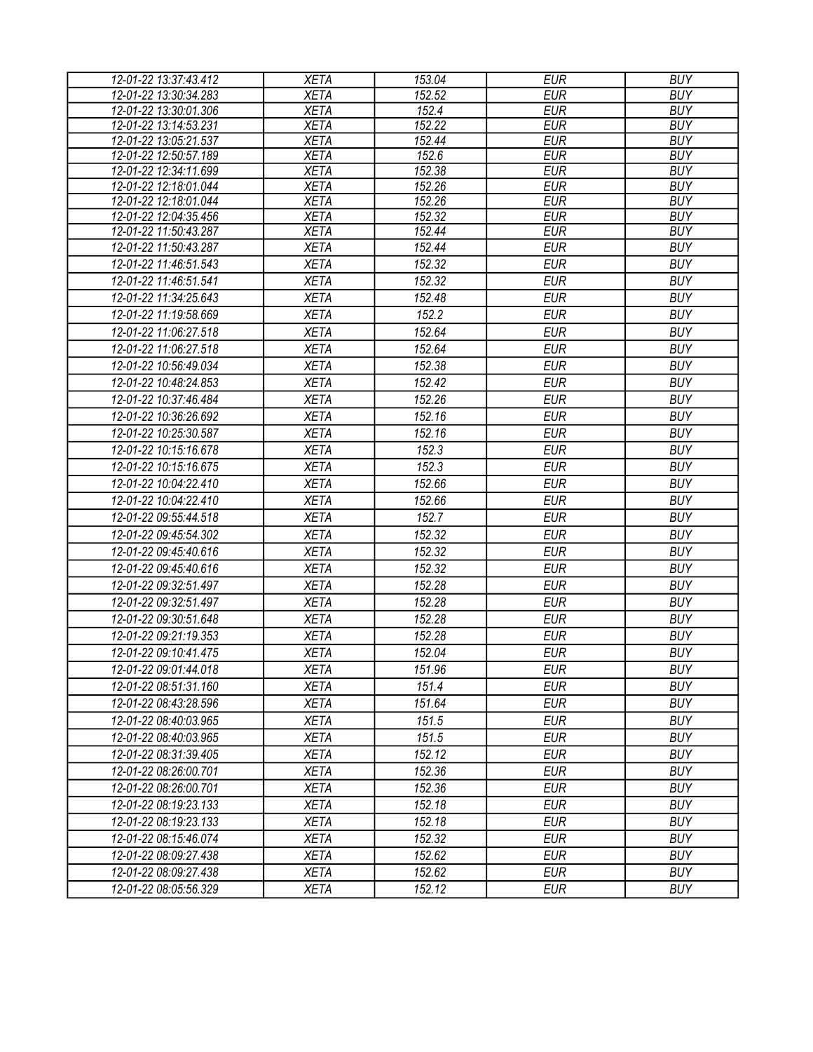| | | | | |
|---|---|---|---|---|
| 12-01-22 13:37:43.412 | XETA | 153.04 | EUR | BUY |
| 12-01-22 13:30:34.283 | XETA | 152.52 | EUR | BUY |
| 12-01-22 13:30:01.306 | XETA | 152.4 | EUR | BUY |
| 12-01-22 13:14:53.231 | XETA | 152.22 | EUR | BUY |
| 12-01-22 13:05:21.537 | XETA | 152.44 | EUR | BUY |
| 12-01-22 12:50:57.189 | XETA | 152.6 | EUR | BUY |
| 12-01-22 12:34:11.699 | XETA | 152.38 | EUR | BUY |
| 12-01-22 12:18:01.044 | XETA | 152.26 | EUR | BUY |
| 12-01-22 12:18:01.044 | XETA | 152.26 | EUR | BUY |
| 12-01-22 12:04:35.456 | XETA | 152.32 | EUR | BUY |
| 12-01-22 11:50:43.287 | XETA | 152.44 | EUR | BUY |
| 12-01-22 11:50:43.287 | XETA | 152.44 | EUR | BUY |
| 12-01-22 11:46:51.543 | XETA | 152.32 | EUR | BUY |
| 12-01-22 11:46:51.541 | XETA | 152.32 | EUR | BUY |
| 12-01-22 11:34:25.643 | XETA | 152.48 | EUR | BUY |
| 12-01-22 11:19:58.669 | XETA | 152.2 | EUR | BUY |
| 12-01-22 11:06:27.518 | XETA | 152.64 | EUR | BUY |
| 12-01-22 11:06:27.518 | XETA | 152.64 | EUR | BUY |
| 12-01-22 10:56:49.034 | XETA | 152.38 | EUR | BUY |
| 12-01-22 10:48:24.853 | XETA | 152.42 | EUR | BUY |
| 12-01-22 10:37:46.484 | XETA | 152.26 | EUR | BUY |
| 12-01-22 10:36:26.692 | XETA | 152.16 | EUR | BUY |
| 12-01-22 10:25:30.587 | XETA | 152.16 | EUR | BUY |
| 12-01-22 10:15:16.678 | XETA | 152.3 | EUR | BUY |
| 12-01-22 10:15:16.675 | XETA | 152.3 | EUR | BUY |
| 12-01-22 10:04:22.410 | XETA | 152.66 | EUR | BUY |
| 12-01-22 10:04:22.410 | XETA | 152.66 | EUR | BUY |
| 12-01-22 09:55:44.518 | XETA | 152.7 | EUR | BUY |
| 12-01-22 09:45:54.302 | XETA | 152.32 | EUR | BUY |
| 12-01-22 09:45:40.616 | XETA | 152.32 | EUR | BUY |
| 12-01-22 09:45:40.616 | XETA | 152.32 | EUR | BUY |
| 12-01-22 09:32:51.497 | XETA | 152.28 | EUR | BUY |
| 12-01-22 09:32:51.497 | XETA | 152.28 | EUR | BUY |
| 12-01-22 09:30:51.648 | XETA | 152.28 | EUR | BUY |
| 12-01-22 09:21:19.353 | XETA | 152.28 | EUR | BUY |
| 12-01-22 09:10:41.475 | XETA | 152.04 | EUR | BUY |
| 12-01-22 09:01:44.018 | XETA | 151.96 | EUR | BUY |
| 12-01-22 08:51:31.160 | XETA | 151.4 | EUR | BUY |
| 12-01-22 08:43:28.596 | XETA | 151.64 | EUR | BUY |
| 12-01-22 08:40:03.965 | XETA | 151.5 | EUR | BUY |
| 12-01-22 08:40:03.965 | XETA | 151.5 | EUR | BUY |
| 12-01-22 08:31:39.405 | XETA | 152.12 | EUR | BUY |
| 12-01-22 08:26:00.701 | XETA | 152.36 | EUR | BUY |
| 12-01-22 08:26:00.701 | XETA | 152.36 | EUR | BUY |
| 12-01-22 08:19:23.133 | XETA | 152.18 | EUR | BUY |
| 12-01-22 08:19:23.133 | XETA | 152.18 | EUR | BUY |
| 12-01-22 08:15:46.074 | XETA | 152.32 | EUR | BUY |
| 12-01-22 08:09:27.438 | XETA | 152.62 | EUR | BUY |
| 12-01-22 08:09:27.438 | XETA | 152.62 | EUR | BUY |
| 12-01-22 08:05:56.329 | XETA | 152.12 | EUR | BUY |